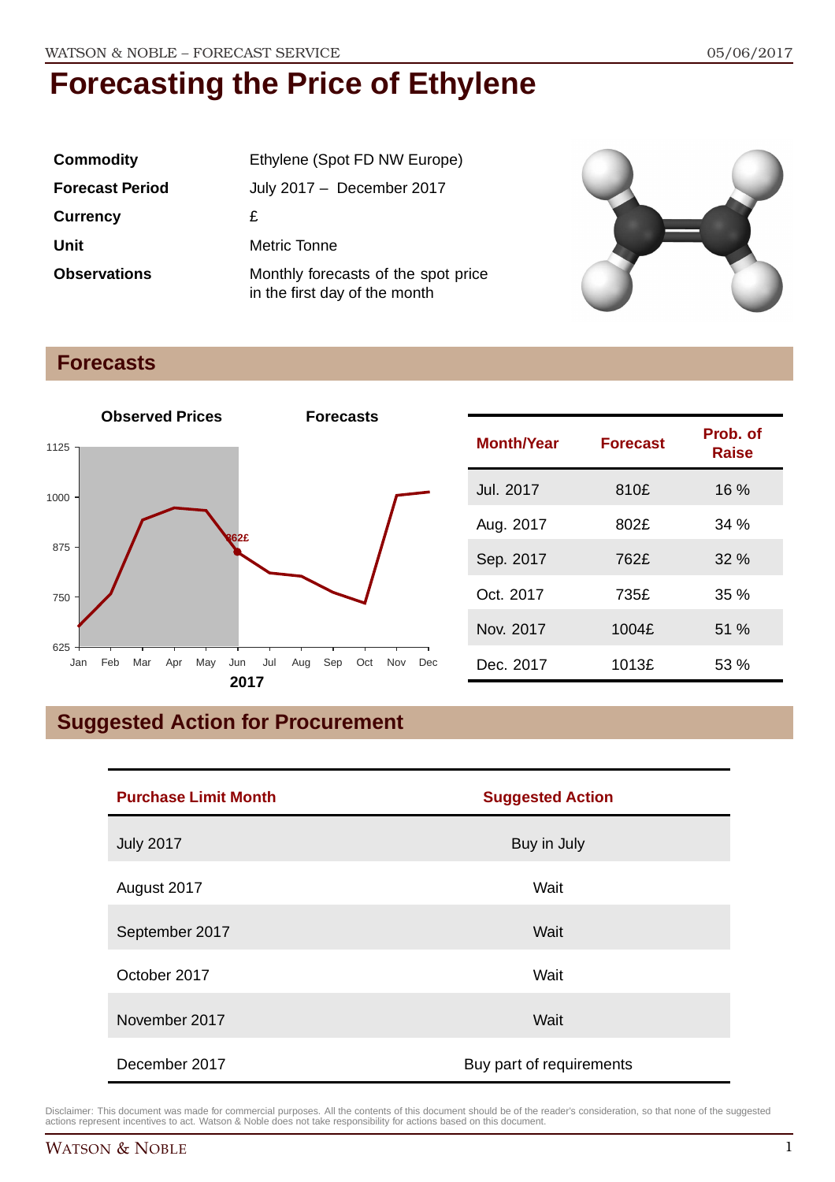# Forecasting the Price of Ethylene

| | |
|---|---|
| **Commodity** | Ethylene (Spot FD NW Europe) |
| **Forecast Period** | July 2017 – December 2017 |
| **Currency** | £ |
| **Unit** | Metric Tonne |
| **Observations** | Monthly forecasts of the spot price in the first day of the month |

## Forecasts

| Month/Year | Forecast | Prob. of Raise |
|---|---|---|
| Jul. 2017 | 810£ | 16 % |
| Aug. 2017 | 802£ | 34 % |
| Sep. 2017 | 762£ | 32 % |
| Oct. 2017 | 735£ | 35 % |
| Nov. 2017 | 1004£ | 51 % |
| Dec. 2017 | 1013£ | 53 % |

## Suggested Action for Procurement

| Purchase Limit Month | Suggested Action |
|---|---|
| July 2017 | Buy in July |
| August 2017 | Wait |
| September 2017 | Wait |
| October 2017 | Wait |
| November 2017 | Wait |
| December 2017 | Buy part of requirements |

Disclaimer: This document was made for commercial purposes. All the contents of this document should be of the reader's consideration, so that none of the suggested actions represent incentives to act. Watson & Noble does not take responsibility for actions based on this document.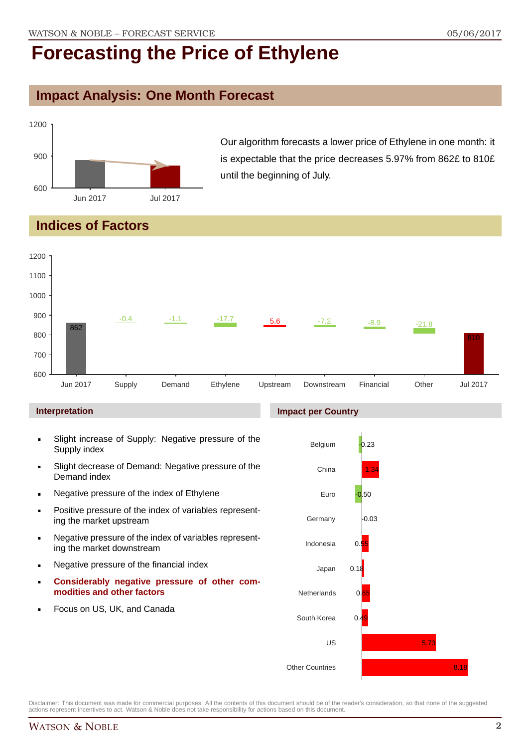# Forecasting the Price of Ethylene

## Impact Analysis: One Month Forecast

Our algorithm forecasts a lower price of Ethylene in one month: it is expectable that the price decreases 5.97% from 862£ to 810£ until the beginning of July.

## Indices of Factors

| Factor | Value |
|---|---|
| Jun 2017 | 862 |
| Supply | -0.4 |
| Demand | -1.1 |
| Ethylene | -17.7 |
| Upstream | 5.6 |
| Downstream | -7.2 |
| Financial | -8.9 |
| Other | -21.8 |
| Jul 2017 | 810 |

### Interpretation

- Slight increase of Supply: Negative pressure of the Supply index
- Slight decrease of Demand: Negative pressure of the Demand index
- Negative pressure of the index of Ethylene
- Positive pressure of the index of variables representing the market upstream
- Negative pressure of the index of variables representing the market downstream
- Negative pressure of the financial index
- **Considerably negative pressure of other commodities and other factors**
- Focus on US, UK, and Canada

### Impact per Country

| Country | Impact |
|---|---|
| Belgium | -0.23 |
| China | 1.34 |
| Euro | -0.50 |
| Germany | -0.03 |
| Indonesia | 0.55 |
| Japan | 0.18 |
| Netherlands | 0.65 |
| South Korea | 0.49 |
| US | 5.73 |
| Other Countries | 8.18 |

Disclaimer: This document was made for commercial purposes. All the contents of this document should be of the reader's consideration, so that none of the suggested actions represent incentives to act. Watson & Noble does not take responsibility for actions based on this document.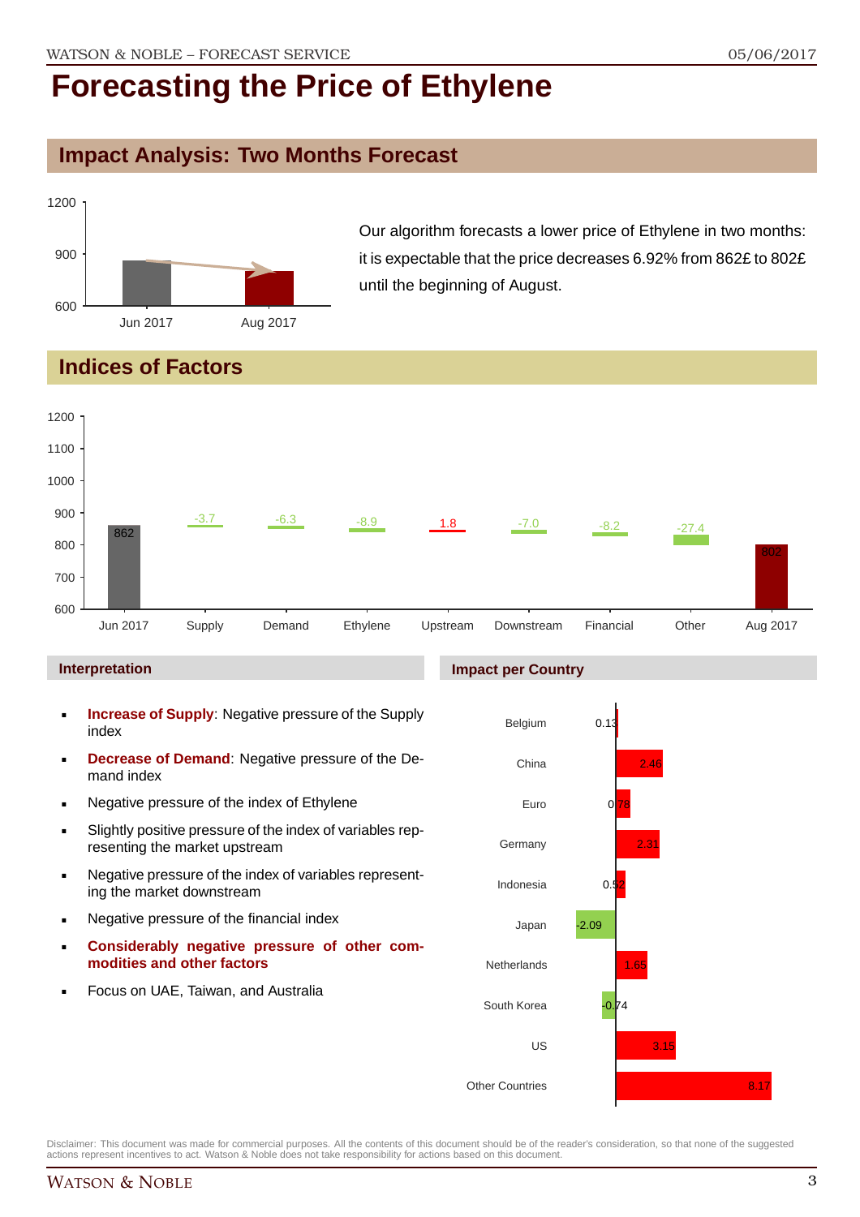# Forecasting the Price of Ethylene

## Impact Analysis: Two Months Forecast

Our algorithm forecasts a lower price of Ethylene in two months: it is expectable that the price decreases 6.92% from 862£ to 802£ until the beginning of August.

## Indices of Factors

| | Jun 2017 | Supply | Demand | Ethylene | Upstream | Downstream | Financial | Other | Aug 2017 |
|---|---|---|---|---|---|---|---|---|---|
| Value | 862 | -3.7 | -6.3 | -8.9 | 1.8 | -7.0 | -8.2 | -27.4 | 802 |

### Interpretation

- **Increase of Supply**: Negative pressure of the Supply index
- **Decrease of Demand**: Negative pressure of the Demand index
- Negative pressure of the index of Ethylene
- Slightly positive pressure of the index of variables representing the market upstream
- Negative pressure of the index of variables representing the market downstream
- Negative pressure of the financial index
- **Considerably negative pressure of other commodities and other factors**
- Focus on UAE, Taiwan, and Australia

### Impact per Country

| Country | Impact |
|---|---|
| Belgium | 0.13 |
| China | 2.46 |
| Euro | 0.78 |
| Germany | 2.31 |
| Indonesia | 0.52 |
| Japan | -2.09 |
| Netherlands | 1.65 |
| South Korea | -0.74 |
| US | 3.15 |
| Other Countries | 8.17 |

Disclaimer: This document was made for commercial purposes. All the contents of this document should be of the reader's consideration, so that none of the suggested actions represent incentives to act. Watson & Noble does not take responsibility for actions based on this document.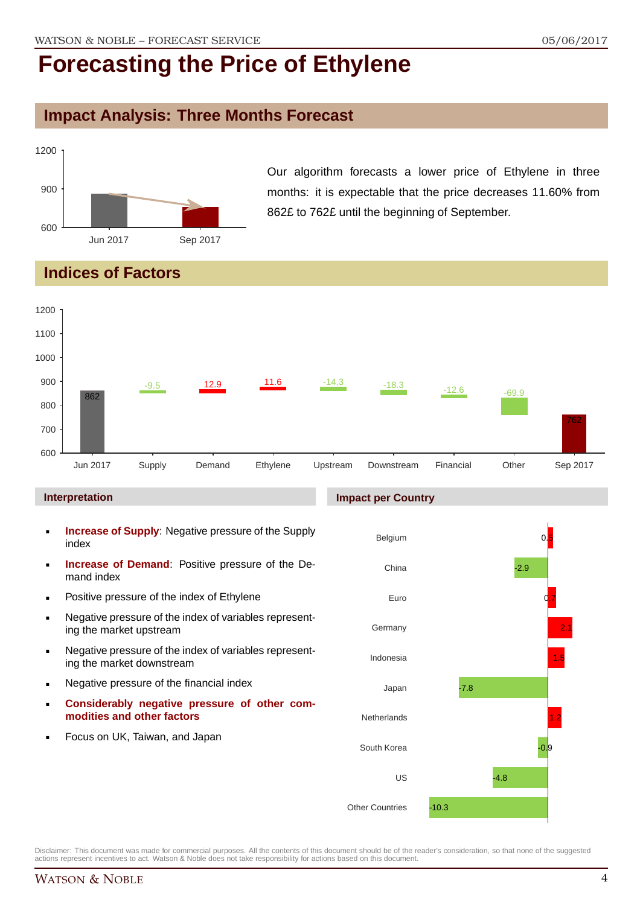# Forecasting the Price of Ethylene

## Impact Analysis: Three Months Forecast

Our algorithm forecasts a lower price of Ethylene in three months: it is expectable that the price decreases 11.60% from 862£ to 762£ until the beginning of September.

## Indices of Factors

| Jun 2017 | Supply | Demand | Ethylene | Upstream | Downstream | Financial | Other | Sep 2017 |
|---|---|---|---|---|---|---|---|---|
| 862 | -9.5 | 12.9 | 11.6 | -14.3 | -18.3 | -12.6 | -69.9 | 762 |

### Interpretation

- **Increase of Supply**: Negative pressure of the Supply index
- **Increase of Demand**: Positive pressure of the Demand index
- Positive pressure of the index of Ethylene
- Negative pressure of the index of variables representing the market upstream
- Negative pressure of the index of variables representing the market downstream
- Negative pressure of the financial index
- **Considerably negative pressure of other commodities and other factors**
- Focus on UK, Taiwan, and Japan

### Impact per Country

| Country | Impact |
|---|---|
| Belgium | 0.5 |
| China | -2.9 |
| Euro | 0.7 |
| Germany | 2.1 |
| Indonesia | 1.5 |
| Japan | -7.8 |
| Netherlands | 1.2 |
| South Korea | -0.9 |
| US | -4.8 |
| Other Countries | -10.3 |

Disclaimer: This document was made for commercial purposes. All the contents of this document should be of the reader's consideration, so that none of the suggested actions represent incentives to act. Watson & Noble does not take responsibility for actions based on this document.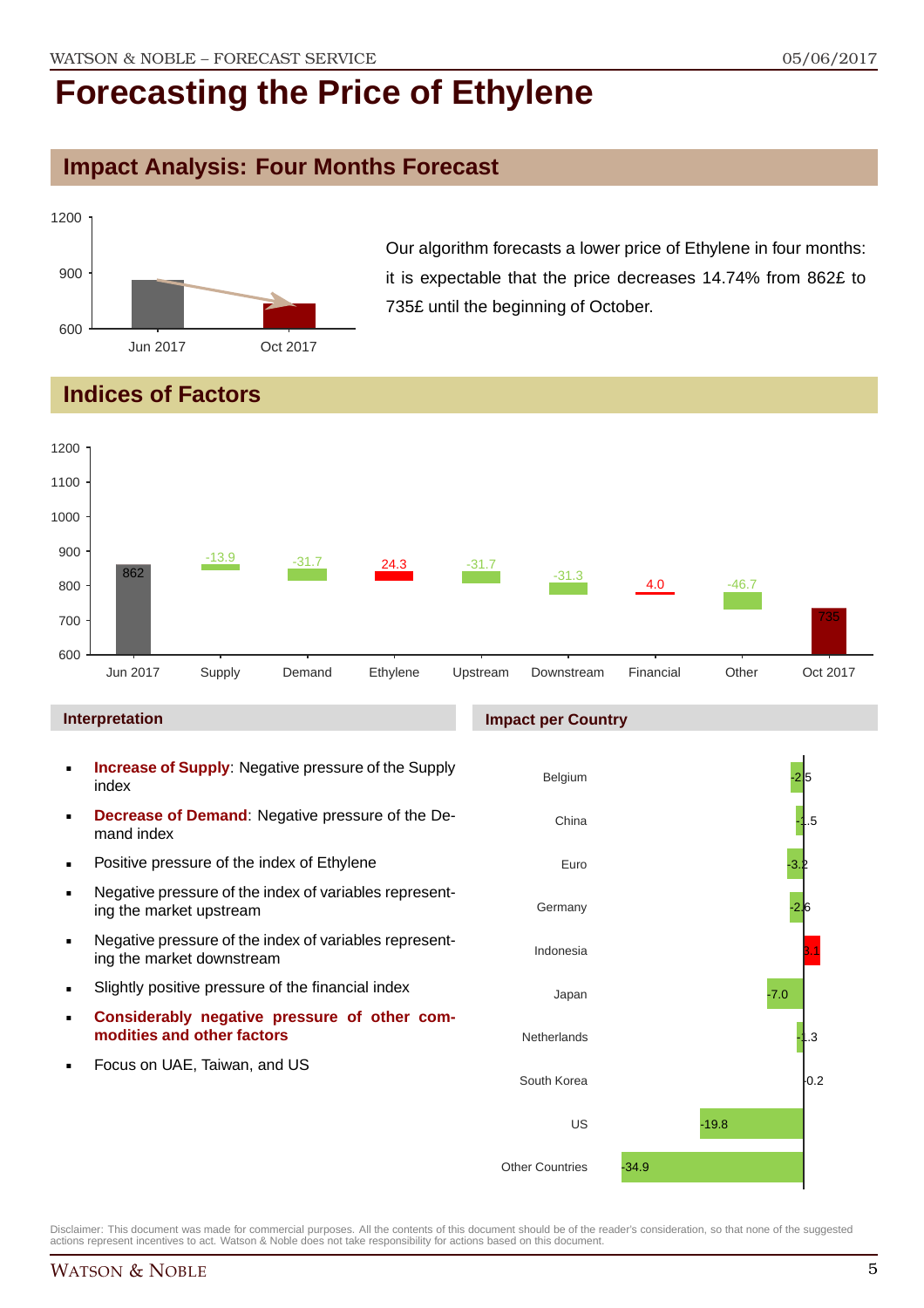// Page 5 transcription

# Forecasting the Price of Ethylene

## Impact Analysis: Four Months Forecast

| | Jun 2017 | Oct 2017 |
|---|---|---|
| Price | 862 | 735 |

Our algorithm forecasts a lower price of Ethylene in four months: it is expectable that the price decreases 14.74% from 862£ to 735£ until the beginning of October.

## Indices of Factors

| Jun 2017 | Supply | Demand | Ethylene | Upstream | Downstream | Financial | Other | Oct 2017 |
|---|---|---|---|---|---|---|---|---|
| 862 | -13.9 | -31.7 | 24.3 | -31.7 | -31.3 | 4.0 | -46.7 | 735 |

### Interpretation

- **Increase of Supply**: Negative pressure of the Supply index
- **Decrease of Demand**: Negative pressure of the Demand index
- Positive pressure of the index of Ethylene
- Negative pressure of the index of variables representing the market upstream
- Negative pressure of the index of variables representing the market downstream
- Slightly positive pressure of the financial index
- **Considerably negative pressure of other commodities and other factors**
- Focus on UAE, Taiwan, and US

### Impact per Country

| Country | Impact |
|---|---|
| Belgium | -2.5 |
| China | -1.5 |
| Euro | -3.2 |
| Germany | -2.6 |
| Indonesia | 3.1 |
| Japan | -7.0 |
| Netherlands | -1.3 |
| South Korea | 0.2 |
| US | -19.8 |
| Other Countries | -34.9 |

Disclaimer: This document was made for commercial purposes. All the contents of this document should be of the reader's consideration, so that none of the suggested actions represent incentives to act. Watson & Noble does not take responsibility for actions based on this document.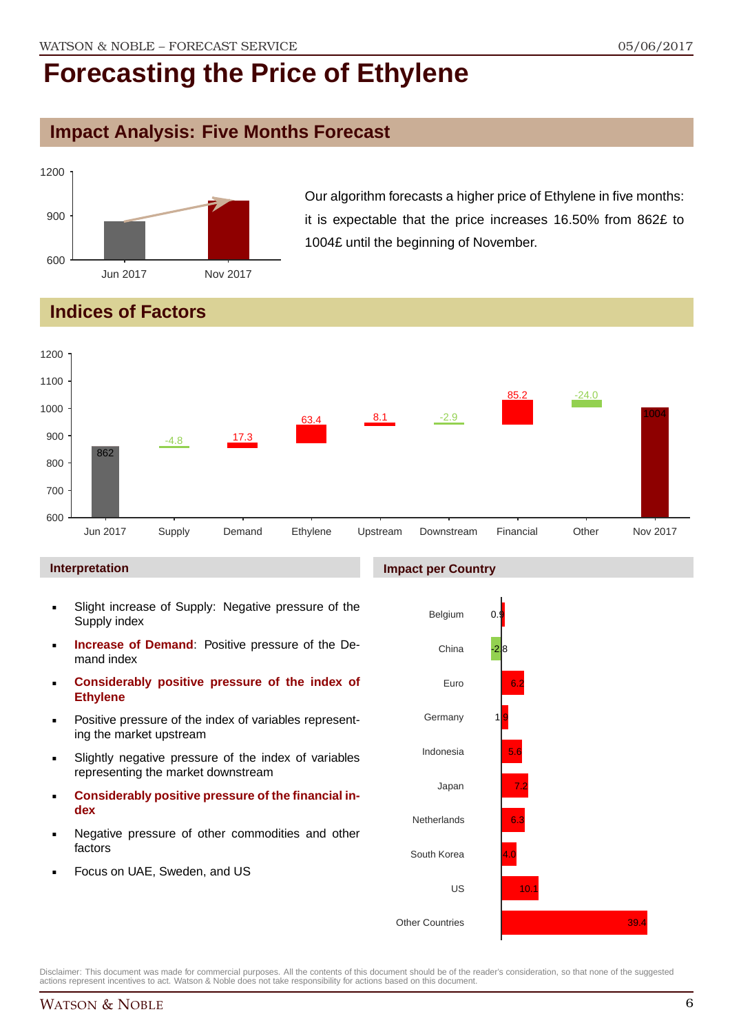# Forecasting the Price of Ethylene

## Impact Analysis: Five Months Forecast

Our algorithm forecasts a higher price of Ethylene in five months: it is expectable that the price increases 16.50% from 862£ to 1004£ until the beginning of November.

## Indices of Factors

### Interpretation

- Slight increase of Supply: Negative pressure of the Supply index
- **Increase of Demand**: Positive pressure of the Demand index
- **Considerably positive pressure of the index of Ethylene**
- Positive pressure of the index of variables representing the market upstream
- Slightly negative pressure of the index of variables representing the market downstream
- **Considerably positive pressure of the financial index**
- Negative pressure of other commodities and other factors
- Focus on UAE, Sweden, and US

### Impact per Country

Disclaimer: This document was made for commercial purposes. All the contents of this document should be of the reader's consideration, so that none of the suggested actions represent incentives to act. Watson & Noble does not take responsibility for actions based on this document.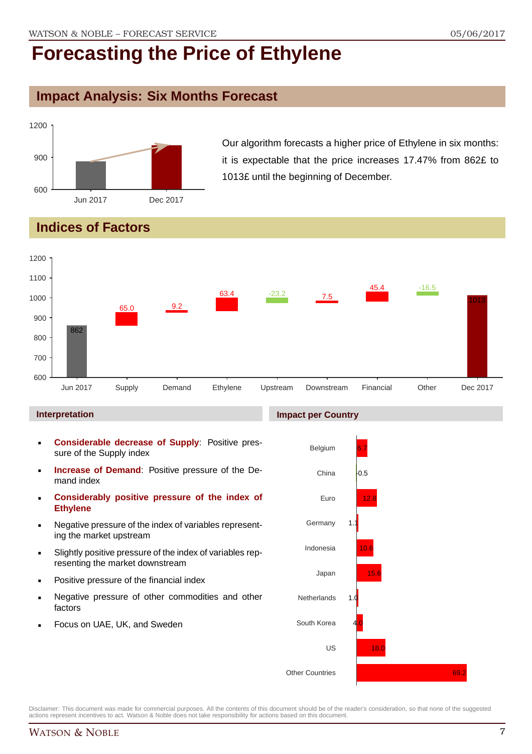# Forecasting the Price of Ethylene

## Impact Analysis: Six Months Forecast

Our algorithm forecasts a higher price of Ethylene in six months: it is expectable that the price increases 17.47% from 862£ to 1013£ until the beginning of December.

## Indices of Factors

### Interpretation

- **Considerable decrease of Supply**: Positive pressure of the Supply index
- **Increase of Demand**: Positive pressure of the Demand index
- **Considerably positive pressure of the index of Ethylene**
- Negative pressure of the index of variables representing the market upstream
- Slightly positive pressure of the index of variables representing the market downstream
- Positive pressure of the financial index
- Negative pressure of other commodities and other factors
- Focus on UAE, UK, and Sweden

### Impact per Country

Disclaimer: This document was made for commercial purposes. All the contents of this document should be of the reader's consideration, so that none of the suggested actions represent incentives to act. Watson & Noble does not take responsibility for actions based on this document.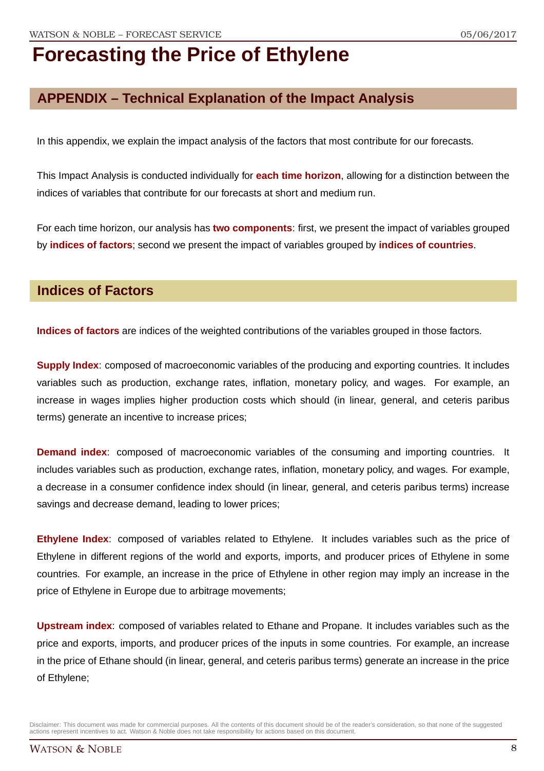# Forecasting the Price of Ethylene

## APPENDIX – Technical Explanation of the Impact Analysis

In this appendix, we explain the impact analysis of the factors that most contribute for our forecasts.

This Impact Analysis is conducted individually for **each time horizon**, allowing for a distinction between the indices of variables that contribute for our forecasts at short and medium run.

For each time horizon, our analysis has **two components**: first, we present the impact of variables grouped by **indices of factors**; second we present the impact of variables grouped by **indices of countries**.

## Indices of Factors

**Indices of factors** are indices of the weighted contributions of the variables grouped in those factors.

**Supply Index**: composed of macroeconomic variables of the producing and exporting countries. It includes variables such as production, exchange rates, inflation, monetary policy, and wages. For example, an increase in wages implies higher production costs which should (in linear, general, and ceteris paribus terms) generate an incentive to increase prices;

**Demand index**: composed of macroeconomic variables of the consuming and importing countries. It includes variables such as production, exchange rates, inflation, monetary policy, and wages. For example, a decrease in a consumer confidence index should (in linear, general, and ceteris paribus terms) increase savings and decrease demand, leading to lower prices;

**Ethylene Index**: composed of variables related to Ethylene. It includes variables such as the price of Ethylene in different regions of the world and exports, imports, and producer prices of Ethylene in some countries. For example, an increase in the price of Ethylene in other region may imply an increase in the price of Ethylene in Europe due to arbitrage movements;

**Upstream index**: composed of variables related to Ethane and Propane. It includes variables such as the price and exports, imports, and producer prices of the inputs in some countries. For example, an increase in the price of Ethane should (in linear, general, and ceteris paribus terms) generate an increase in the price of Ethylene;

Disclaimer: This document was made for commercial purposes. All the contents of this document should be of the reader's consideration, so that none of the suggested actions represent incentives to act. Watson & Noble does not take responsibility for actions based on this document.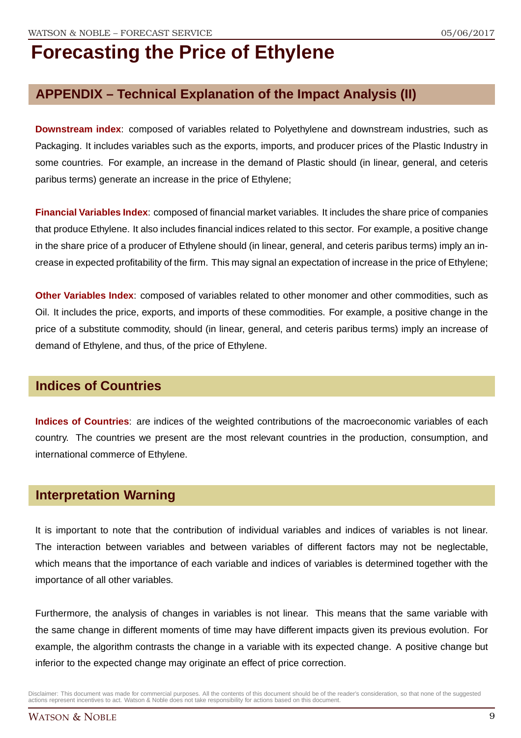# Forecasting the Price of Ethylene

## APPENDIX – Technical Explanation of the Impact Analysis (II)

**Downstream index**: composed of variables related to Polyethylene and downstream industries, such as Packaging. It includes variables such as the exports, imports, and producer prices of the Plastic Industry in some countries. For example, an increase in the demand of Plastic should (in linear, general, and ceteris paribus terms) generate an increase in the price of Ethylene;

**Financial Variables Index**: composed of financial market variables. It includes the share price of companies that produce Ethylene. It also includes financial indices related to this sector. For example, a positive change in the share price of a producer of Ethylene should (in linear, general, and ceteris paribus terms) imply an increase in expected profitability of the firm. This may signal an expectation of increase in the price of Ethylene;

**Other Variables Index**: composed of variables related to other monomer and other commodities, such as Oil. It includes the price, exports, and imports of these commodities. For example, a positive change in the price of a substitute commodity, should (in linear, general, and ceteris paribus terms) imply an increase of demand of Ethylene, and thus, of the price of Ethylene.

## Indices of Countries

**Indices of Countries**: are indices of the weighted contributions of the macroeconomic variables of each country. The countries we present are the most relevant countries in the production, consumption, and international commerce of Ethylene.

## Interpretation Warning

It is important to note that the contribution of individual variables and indices of variables is not linear. The interaction between variables and between variables of different factors may not be neglectable, which means that the importance of each variable and indices of variables is determined together with the importance of all other variables.

Furthermore, the analysis of changes in variables is not linear. This means that the same variable with the same change in different moments of time may have different impacts given its previous evolution. For example, the algorithm contrasts the change in a variable with its expected change. A positive change but inferior to the expected change may originate an effect of price correction.

Disclaimer: This document was made for commercial purposes. All the contents of this document should be of the reader's consideration, so that none of the suggested actions represent incentives to act. Watson & Noble does not take responsibility for actions based on this document.